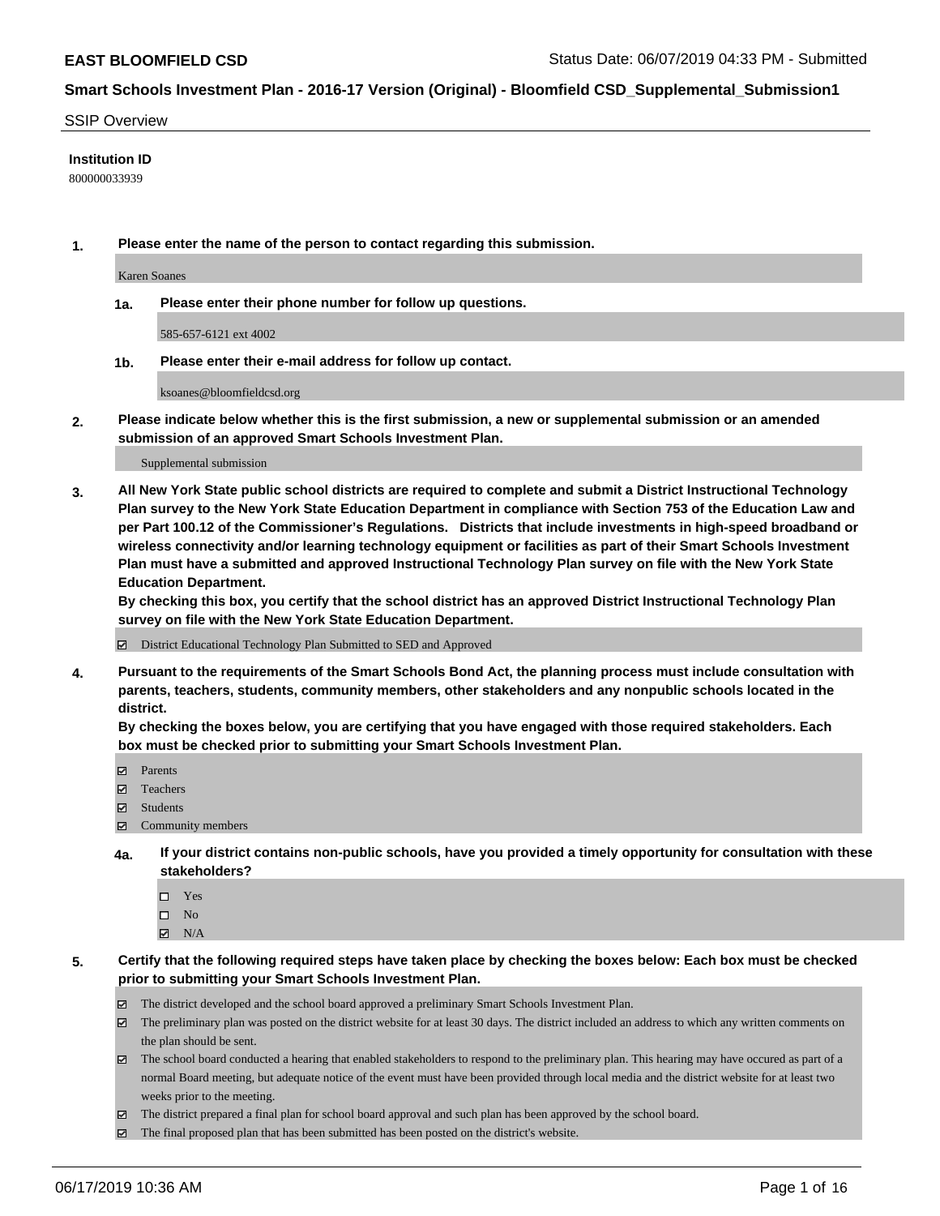**EAST BLOOMFIELD CSD** Status Date: 06/07/2019 04:33 PM - Submitted

## Smart Schools Investment Plan - 2016-17 Version (Original) - Bloomfield CSD_Supplemental_Submission1

SSIP Overview

**Institution ID**

800000033939

**1. Please enter the name of the person to contact regarding this submission.**

Karen Soanes

**1a. Please enter their phone number for follow up questions.**

585-657-6121 ext 4002

**1b. Please enter their e-mail address for follow up contact.**

ksoanes@bloomfieldcsd.org

**2. Please indicate below whether this is the first submission, a new or supplemental submission or an amended submission of an approved Smart Schools Investment Plan.**

Supplemental submission

**3. All New York State public school districts are required to complete and submit a District Instructional Technology Plan survey to the New York State Education Department in compliance with Section 753 of the Education Law and per Part 100.12 of the Commissioner's Regulations. Districts that include investments in high-speed broadband or wireless connectivity and/or learning technology equipment or facilities as part of their Smart Schools Investment Plan must have a submitted and approved Instructional Technology Plan survey on file with the New York State Education Department.**
**By checking this box, you certify that the school district has an approved District Instructional Technology Plan survey on file with the New York State Education Department.**

- [x] District Educational Technology Plan Submitted to SED and Approved

**4. Pursuant to the requirements of the Smart Schools Bond Act, the planning process must include consultation with parents, teachers, students, community members, other stakeholders and any nonpublic schools located in the district.**
**By checking the boxes below, you are certifying that you have engaged with those required stakeholders. Each box must be checked prior to submitting your Smart Schools Investment Plan.**

- [x] Parents
- [x] Teachers
- [x] Students
- [x] Community members

**4a. If your district contains non-public schools, have you provided a timely opportunity for consultation with these stakeholders?**

- [ ] Yes
- [ ] No
- [x] N/A

**5. Certify that the following required steps have taken place by checking the boxes below: Each box must be checked prior to submitting your Smart Schools Investment Plan.**

- [x] The district developed and the school board approved a preliminary Smart Schools Investment Plan.
- [x] The preliminary plan was posted on the district website for at least 30 days. The district included an address to which any written comments on the plan should be sent.
- [x] The school board conducted a hearing that enabled stakeholders to respond to the preliminary plan. This hearing may have occured as part of a normal Board meeting, but adequate notice of the event must have been provided through local media and the district website for at least two weeks prior to the meeting.
- [x] The district prepared a final plan for school board approval and such plan has been approved by the school board.
- [x] The final proposed plan that has been submitted has been posted on the district's website.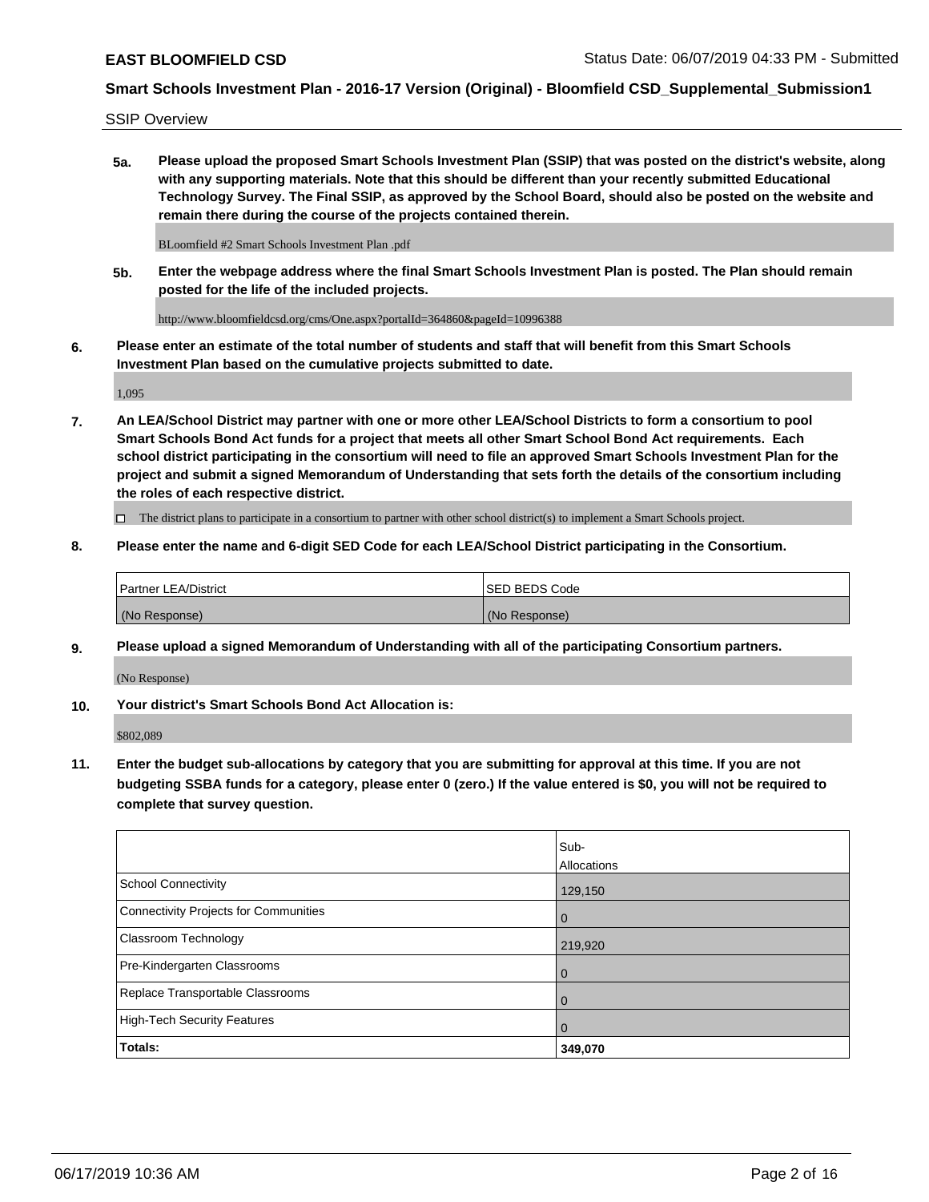SSIP Overview

**5a. Please upload the proposed Smart Schools Investment Plan (SSIP) that was posted on the district's website, along with any supporting materials. Note that this should be different than your recently submitted Educational Technology Survey. The Final SSIP, as approved by the School Board, should also be posted on the website and remain there during the course of the projects contained therein.**

BLoomfield #2 Smart Schools Investment Plan .pdf

**5b. Enter the webpage address where the final Smart Schools Investment Plan is posted. The Plan should remain posted for the life of the included projects.**

http://www.bloomfieldcsd.org/cms/One.aspx?portalId=364860&pageId=10996388

**6. Please enter an estimate of the total number of students and staff that will benefit from this Smart Schools Investment Plan based on the cumulative projects submitted to date.**

1,095

**7. An LEA/School District may partner with one or more other LEA/School Districts to form a consortium to pool Smart Schools Bond Act funds for a project that meets all other Smart School Bond Act requirements. Each school district participating in the consortium will need to file an approved Smart Schools Investment Plan for the project and submit a signed Memorandum of Understanding that sets forth the details of the consortium including the roles of each respective district.**

☐ The district plans to participate in a consortium to partner with other school district(s) to implement a Smart Schools project.

**8. Please enter the name and 6-digit SED Code for each LEA/School District participating in the Consortium.**

| Partner LEA/District | SED BEDS Code |
|---|---|
| (No Response) | (No Response) |

**9. Please upload a signed Memorandum of Understanding with all of the participating Consortium partners.**

(No Response)

**10. Your district's Smart Schools Bond Act Allocation is:**

$802,089

**11. Enter the budget sub-allocations by category that you are submitting for approval at this time. If you are not budgeting SSBA funds for a category, please enter 0 (zero.) If the value entered is $0, you will not be required to complete that survey question.**

| | Sub-Allocations |
|---|---|
| School Connectivity | 129,150 |
| Connectivity Projects for Communities | 0 |
| Classroom Technology | 219,920 |
| Pre-Kindergarten Classrooms | 0 |
| Replace Transportable Classrooms | 0 |
| High-Tech Security Features | 0 |
| **Totals:** | **349,070** |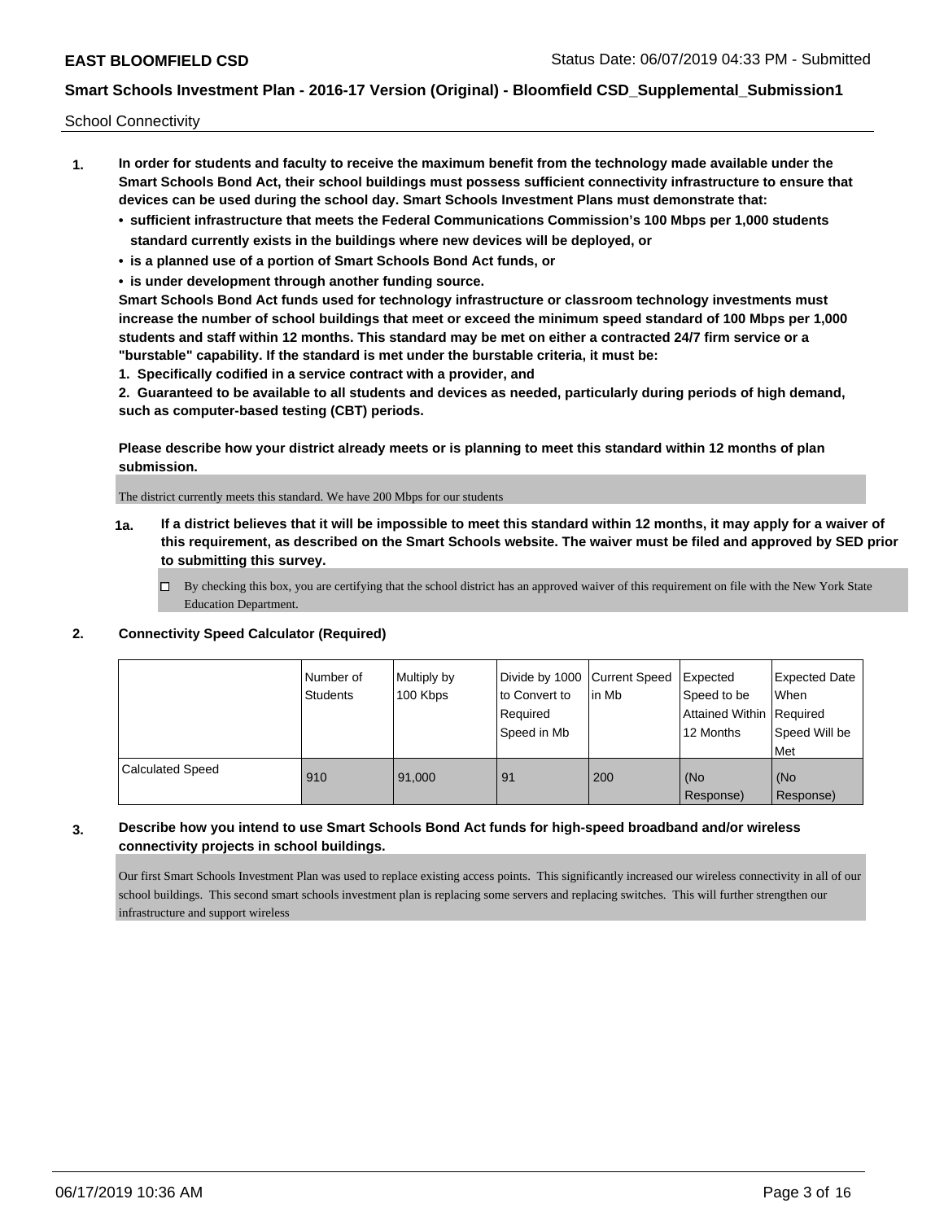School Connectivity

1. **In order for students and faculty to receive the maximum benefit from the technology made available under the Smart Schools Bond Act, their school buildings must possess sufficient connectivity infrastructure to ensure that devices can be used during the school day. Smart Schools Investment Plans must demonstrate that:**
   - **sufficient infrastructure that meets the Federal Communications Commission's 100 Mbps per 1,000 students standard currently exists in the buildings where new devices will be deployed, or**
   - **is a planned use of a portion of Smart Schools Bond Act funds, or**
   - **is under development through another funding source.**

   **Smart Schools Bond Act funds used for technology infrastructure or classroom technology investments must increase the number of school buildings that meet or exceed the minimum speed standard of 100 Mbps per 1,000 students and staff within 12 months. This standard may be met on either a contracted 24/7 firm service or a "burstable" capability. If the standard is met under the burstable criteria, it must be:**

   **1. Specifically codified in a service contract with a provider, and**

   **2. Guaranteed to be available to all students and devices as needed, particularly during periods of high demand, such as computer-based testing (CBT) periods.**

   **Please describe how your district already meets or is planning to meet this standard within 12 months of plan submission.**

   The district currently meets this standard. We have 200 Mbps for our students

   **1a. If a district believes that it will be impossible to meet this standard within 12 months, it may apply for a waiver of this requirement, as described on the Smart Schools website. The waiver must be filed and approved by SED prior to submitting this survey.**

   ☐ By checking this box, you are certifying that the school district has an approved waiver of this requirement on file with the New York State Education Department.

2. **Connectivity Speed Calculator (Required)**

| | Number of Students | Multiply by 100 Kbps | Divide by 1000 to Convert to Required Speed in Mb | Current Speed in Mb | Expected Speed to be Attained Within 12 Months | Expected Date When Required Speed Will be Met |
|---|---|---|---|---|---|---|
| Calculated Speed | 910 | 91,000 | 91 | 200 | (No Response) | (No Response) |

3. **Describe how you intend to use Smart Schools Bond Act funds for high-speed broadband and/or wireless connectivity projects in school buildings.**

   Our first Smart Schools Investment Plan was used to replace existing access points. This significantly increased our wireless connectivity in all of our school buildings. This second smart schools investment plan is replacing some servers and replacing switches. This will further strengthen our infrastructure and support wireless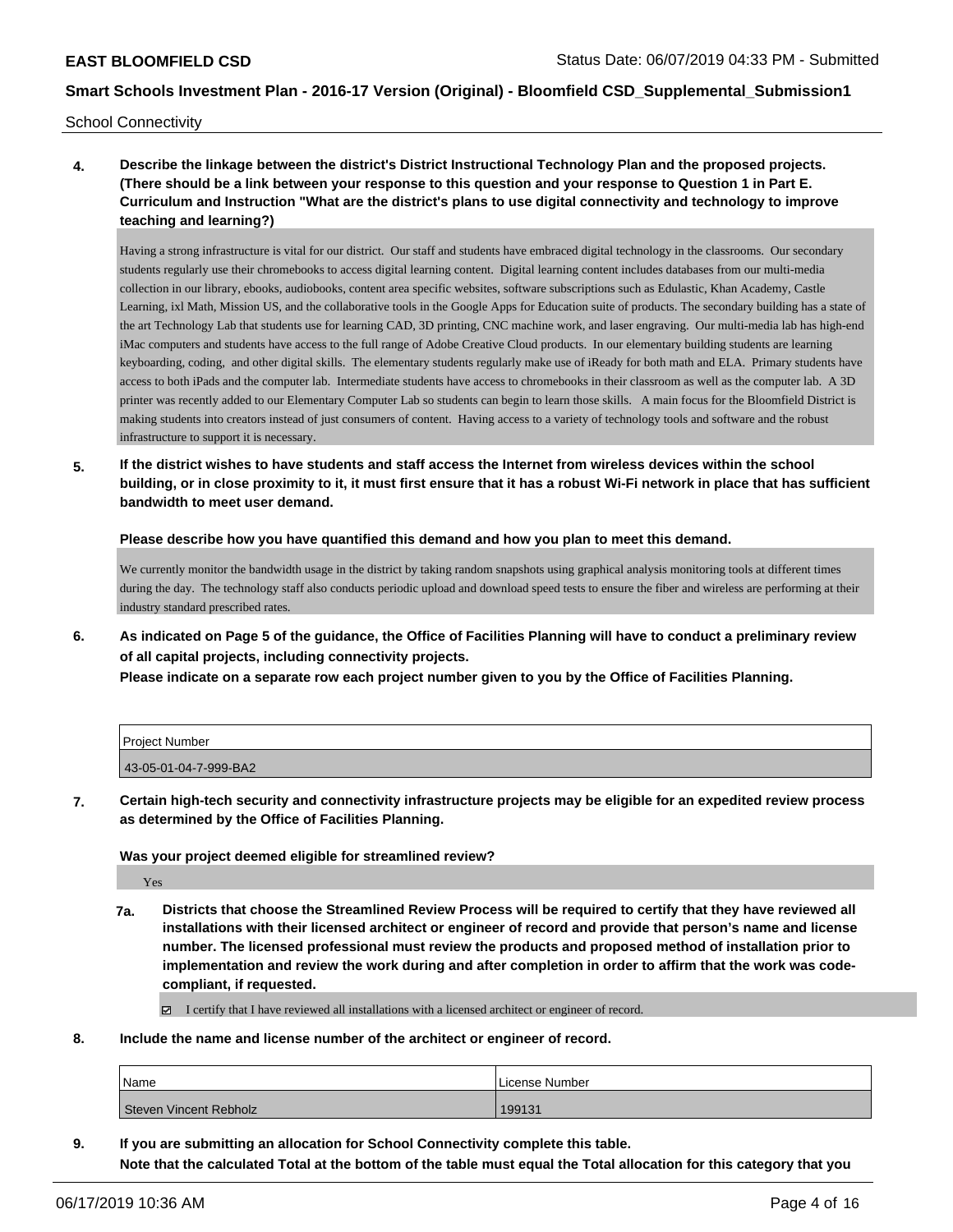School Connectivity

**4. Describe the linkage between the district's District Instructional Technology Plan and the proposed projects. (There should be a link between your response to this question and your response to Question 1 in Part E. Curriculum and Instruction "What are the district's plans to use digital connectivity and technology to improve teaching and learning?)**

Having a strong infrastructure is vital for our district. Our staff and students have embraced digital technology in the classrooms. Our secondary students regularly use their chromebooks to access digital learning content. Digital learning content includes databases from our multi-media collection in our library, ebooks, audiobooks, content area specific websites, software subscriptions such as Edulastic, Khan Academy, Castle Learning, ixl Math, Mission US, and the collaborative tools in the Google Apps for Education suite of products. The secondary building has a state of the art Technology Lab that students use for learning CAD, 3D printing, CNC machine work, and laser engraving. Our multi-media lab has high-end iMac computers and students have access to the full range of Adobe Creative Cloud products. In our elementary building students are learning keyboarding, coding, and other digital skills. The elementary students regularly make use of iReady for both math and ELA. Primary students have access to both iPads and the computer lab. Intermediate students have access to chromebooks in their classroom as well as the computer lab. A 3D printer was recently added to our Elementary Computer Lab so students can begin to learn those skills. A main focus for the Bloomfield District is making students into creators instead of just consumers of content. Having access to a variety of technology tools and software and the robust infrastructure to support it is necessary.

**5. If the district wishes to have students and staff access the Internet from wireless devices within the school building, or in close proximity to it, it must first ensure that it has a robust Wi-Fi network in place that has sufficient bandwidth to meet user demand.**

**Please describe how you have quantified this demand and how you plan to meet this demand.**

We currently monitor the bandwidth usage in the district by taking random snapshots using graphical analysis monitoring tools at different times during the day. The technology staff also conducts periodic upload and download speed tests to ensure the fiber and wireless are performing at their industry standard prescribed rates.

**6. As indicated on Page 5 of the guidance, the Office of Facilities Planning will have to conduct a preliminary review of all capital projects, including connectivity projects.**
**Please indicate on a separate row each project number given to you by the Office of Facilities Planning.**

| Project Number |
|---|
| 43-05-01-04-7-999-BA2 |

**7. Certain high-tech security and connectivity infrastructure projects may be eligible for an expedited review process as determined by the Office of Facilities Planning.**

**Was your project deemed eligible for streamlined review?**

Yes

**7a. Districts that choose the Streamlined Review Process will be required to certify that they have reviewed all installations with their licensed architect or engineer of record and provide that person's name and license number. The licensed professional must review the products and proposed method of installation prior to implementation and review the work during and after completion in order to affirm that the work was code-compliant, if requested.**

☑ I certify that I have reviewed all installations with a licensed architect or engineer of record.

**8. Include the name and license number of the architect or engineer of record.**

| Name | License Number |
|---|---|
| Steven Vincent Rebholz | 199131 |

**9. If you are submitting an allocation for School Connectivity complete this table.**
**Note that the calculated Total at the bottom of the table must equal the Total allocation for this category that you**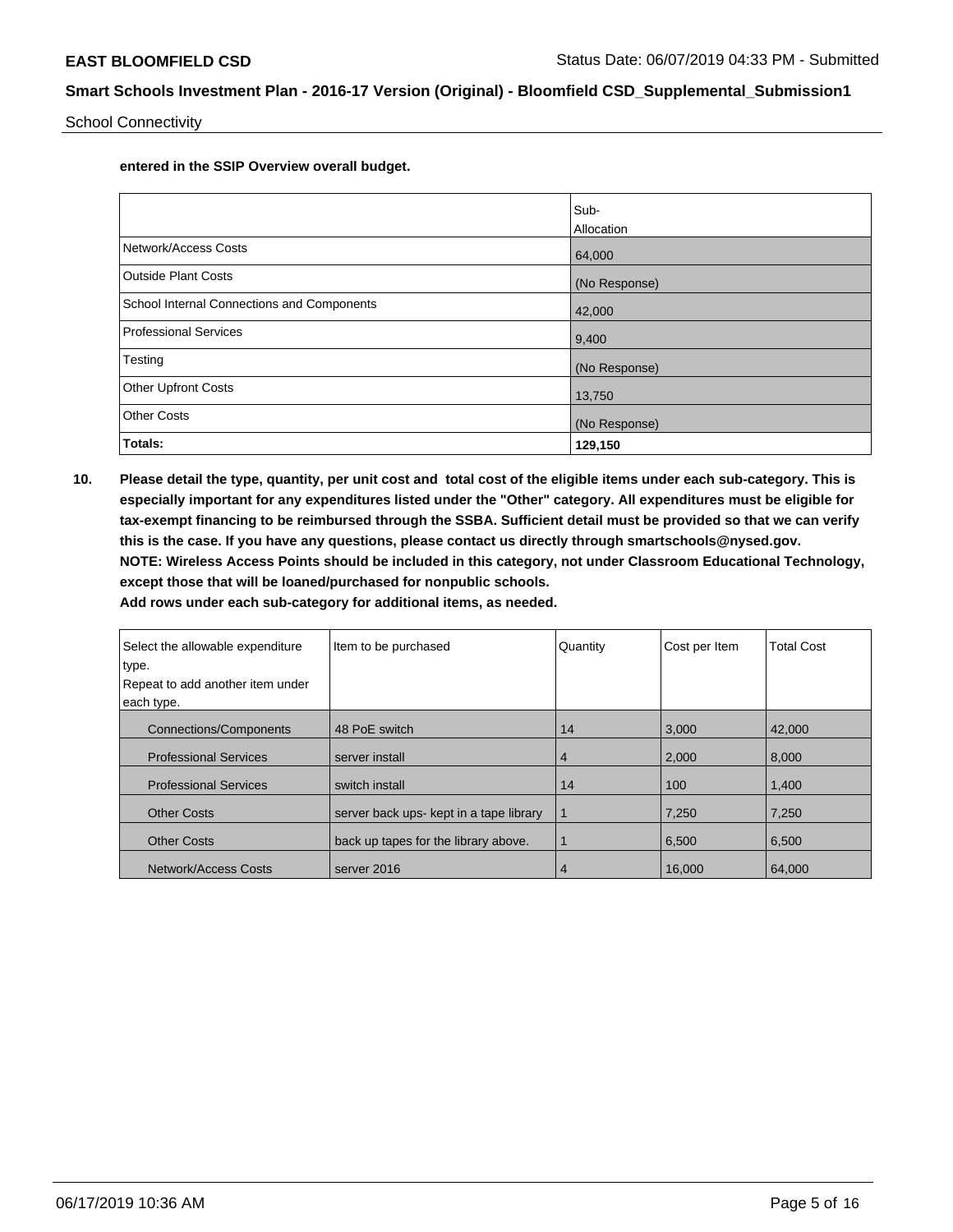**entered in the SSIP Overview overall budget.**

| | Sub-Allocation |
|---|---|
| Network/Access Costs | 64,000 |
| Outside Plant Costs | (No Response) |
| School Internal Connections and Components | 42,000 |
| Professional Services | 9,400 |
| Testing | (No Response) |
| Other Upfront Costs | 13,750 |
| Other Costs | (No Response) |
| **Totals:** | **129,150** |

**10. Please detail the type, quantity, per unit cost and total cost of the eligible items under each sub-category. This is especially important for any expenditures listed under the "Other" category. All expenditures must be eligible for tax-exempt financing to be reimbursed through the SSBA. Sufficient detail must be provided so that we can verify this is the case. If you have any questions, please contact us directly through smartschools@nysed.gov. NOTE: Wireless Access Points should be included in this category, not under Classroom Educational Technology, except those that will be loaned/purchased for nonpublic schools. Add rows under each sub-category for additional items, as needed.**

| Select the allowable expenditure type. Repeat to add another item under each type. | Item to be purchased | Quantity | Cost per Item | Total Cost |
|---|---|---|---|---|
| Connections/Components | 48 PoE switch | 14 | 3,000 | 42,000 |
| Professional Services | server install | 4 | 2,000 | 8,000 |
| Professional Services | switch install | 14 | 100 | 1,400 |
| Other Costs | server back ups- kept in a tape library | 1 | 7,250 | 7,250 |
| Other Costs | back up tapes for the library above. | 1 | 6,500 | 6,500 |
| Network/Access Costs | server 2016 | 4 | 16,000 | 64,000 |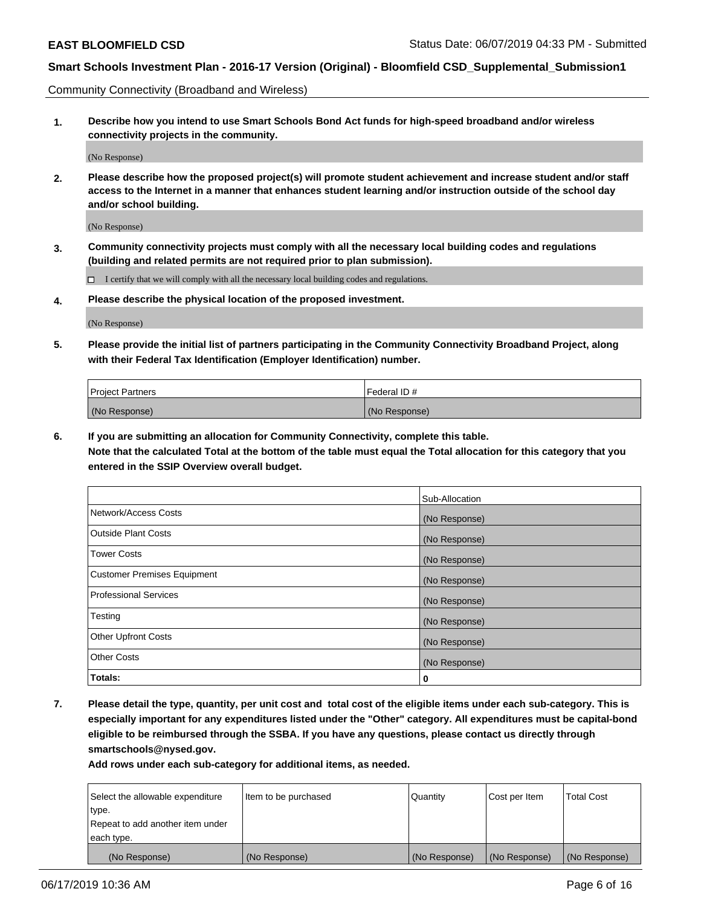Community Connectivity (Broadband and Wireless)

**1. Describe how you intend to use Smart Schools Bond Act funds for high-speed broadband and/or wireless connectivity projects in the community.**

(No Response)

**2. Please describe how the proposed project(s) will promote student achievement and increase student and/or staff access to the Internet in a manner that enhances student learning and/or instruction outside of the school day and/or school building.**

(No Response)

**3. Community connectivity projects must comply with all the necessary local building codes and regulations (building and related permits are not required prior to plan submission).**

☐ I certify that we will comply with all the necessary local building codes and regulations.

**4. Please describe the physical location of the proposed investment.**

(No Response)

**5. Please provide the initial list of partners participating in the Community Connectivity Broadband Project, along with their Federal Tax Identification (Employer Identification) number.**

| Project Partners | Federal ID # |
|---|---|
| (No Response) | (No Response) |

**6. If you are submitting an allocation for Community Connectivity, complete this table.**
**Note that the calculated Total at the bottom of the table must equal the Total allocation for this category that you entered in the SSIP Overview overall budget.**

| | Sub-Allocation |
|---|---|
| Network/Access Costs | (No Response) |
| Outside Plant Costs | (No Response) |
| Tower Costs | (No Response) |
| Customer Premises Equipment | (No Response) |
| Professional Services | (No Response) |
| Testing | (No Response) |
| Other Upfront Costs | (No Response) |
| Other Costs | (No Response) |
| **Totals:** | **0** |

**7. Please detail the type, quantity, per unit cost and total cost of the eligible items under each sub-category. This is especially important for any expenditures listed under the "Other" category. All expenditures must be capital-bond eligible to be reimbursed through the SSBA. If you have any questions, please contact us directly through smartschools@nysed.gov.**
**Add rows under each sub-category for additional items, as needed.**

| Select the allowable expenditure type. Repeat to add another item under each type. | Item to be purchased | Quantity | Cost per Item | Total Cost |
|---|---|---|---|---|
| (No Response) | (No Response) | (No Response) | (No Response) | (No Response) |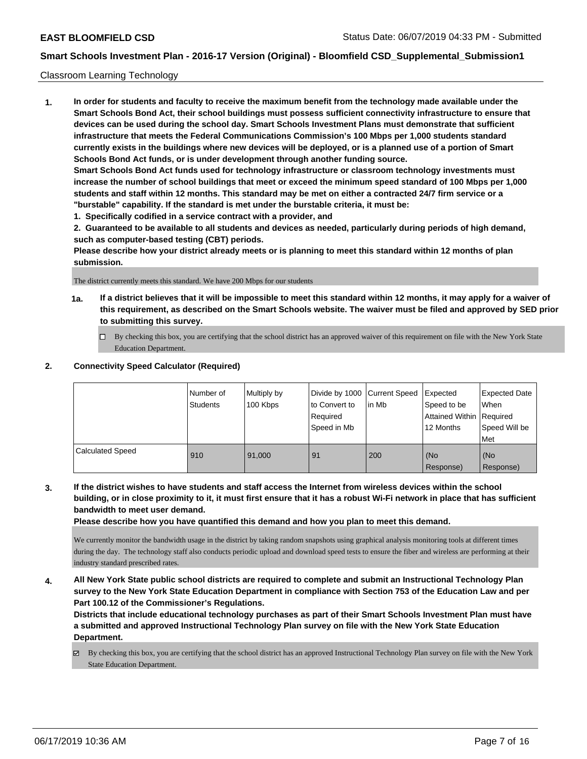Classroom Learning Technology

**1. In order for students and faculty to receive the maximum benefit from the technology made available under the Smart Schools Bond Act, their school buildings must possess sufficient connectivity infrastructure to ensure that devices can be used during the school day. Smart Schools Investment Plans must demonstrate that sufficient infrastructure that meets the Federal Communications Commission's 100 Mbps per 1,000 students standard currently exists in the buildings where new devices will be deployed, or is a planned use of a portion of Smart Schools Bond Act funds, or is under development through another funding source.**

**Smart Schools Bond Act funds used for technology infrastructure or classroom technology investments must increase the number of school buildings that meet or exceed the minimum speed standard of 100 Mbps per 1,000 students and staff within 12 months. This standard may be met on either a contracted 24/7 firm service or a "burstable" capability. If the standard is met under the burstable criteria, it must be:**

**1. Specifically codified in a service contract with a provider, and**

**2. Guaranteed to be available to all students and devices as needed, particularly during periods of high demand, such as computer-based testing (CBT) periods.**

**Please describe how your district already meets or is planning to meet this standard within 12 months of plan submission.**

The district currently meets this standard. We have 200 Mbps for our students

**1a. If a district believes that it will be impossible to meet this standard within 12 months, it may apply for a waiver of this requirement, as described on the Smart Schools website. The waiver must be filed and approved by SED prior to submitting this survey.**

☐ By checking this box, you are certifying that the school district has an approved waiver of this requirement on file with the New York State Education Department.

**2. Connectivity Speed Calculator (Required)**

| | Number of Students | Multiply by 100 Kbps | Divide by 1000 to Convert to Required Speed in Mb | Current Speed in Mb | Expected Speed to be Attained Within 12 Months | Expected Date When Required Speed Will be Met |
|---|---|---|---|---|---|---|
| Calculated Speed | 910 | 91,000 | 91 | 200 | (No Response) | (No Response) |

**3. If the district wishes to have students and staff access the Internet from wireless devices within the school building, or in close proximity to it, it must first ensure that it has a robust Wi-Fi network in place that has sufficient bandwidth to meet user demand.**

**Please describe how you have quantified this demand and how you plan to meet this demand.**

We currently monitor the bandwidth usage in the district by taking random snapshots using graphical analysis monitoring tools at different times during the day. The technology staff also conducts periodic upload and download speed tests to ensure the fiber and wireless are performing at their industry standard prescribed rates.

**4. All New York State public school districts are required to complete and submit an Instructional Technology Plan survey to the New York State Education Department in compliance with Section 753 of the Education Law and per Part 100.12 of the Commissioner's Regulations.**

**Districts that include educational technology purchases as part of their Smart Schools Investment Plan must have a submitted and approved Instructional Technology Plan survey on file with the New York State Education Department.**

☑ By checking this box, you are certifying that the school district has an approved Instructional Technology Plan survey on file with the New York State Education Department.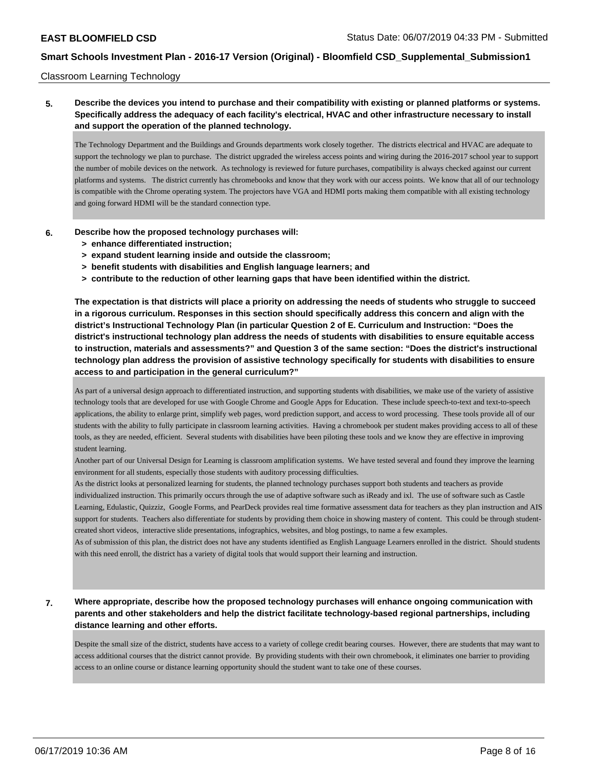Classroom Learning Technology

**5. Describe the devices you intend to purchase and their compatibility with existing or planned platforms or systems. Specifically address the adequacy of each facility's electrical, HVAC and other infrastructure necessary to install and support the operation of the planned technology.**

The Technology Department and the Buildings and Grounds departments work closely together. The districts electrical and HVAC are adequate to support the technology we plan to purchase. The district upgraded the wireless access points and wiring during the 2016-2017 school year to support the number of mobile devices on the network. As technology is reviewed for future purchases, compatibility is always checked against our current platforms and systems. The district currently has chromebooks and know that they work with our access points. We know that all of our technology is compatible with the Chrome operating system. The projectors have VGA and HDMI ports making them compatible with all existing technology and going forward HDMI will be the standard connection type.

**6. Describe how the proposed technology purchases will:**
- **> enhance differentiated instruction;**
- **> expand student learning inside and outside the classroom;**
- **> benefit students with disabilities and English language learners; and**
- **> contribute to the reduction of other learning gaps that have been identified within the district.**

**The expectation is that districts will place a priority on addressing the needs of students who struggle to succeed in a rigorous curriculum. Responses in this section should specifically address this concern and align with the district's Instructional Technology Plan (in particular Question 2 of E. Curriculum and Instruction: "Does the district's instructional technology plan address the needs of students with disabilities to ensure equitable access to instruction, materials and assessments?" and Question 3 of the same section: "Does the district's instructional technology plan address the provision of assistive technology specifically for students with disabilities to ensure access to and participation in the general curriculum?"**

As part of a universal design approach to differentiated instruction, and supporting students with disabilities, we make use of the variety of assistive technology tools that are developed for use with Google Chrome and Google Apps for Education. These include speech-to-text and text-to-speech applications, the ability to enlarge print, simplify web pages, word prediction support, and access to word processing. These tools provide all of our students with the ability to fully participate in classroom learning activities. Having a chromebook per student makes providing access to all of these tools, as they are needed, efficient. Several students with disabilities have been piloting these tools and we know they are effective in improving student learning.
Another part of our Universal Design for Learning is classroom amplification systems. We have tested several and found they improve the learning environment for all students, especially those students with auditory processing difficulties.
As the district looks at personalized learning for students, the planned technology purchases support both students and teachers as provide individualized instruction. This primarily occurs through the use of adaptive software such as iReady and ixl. The use of software such as Castle Learning, Edulastic, Quizziz, Google Forms, and PearDeck provides real time formative assessment data for teachers as they plan instruction and AIS support for students. Teachers also differentiate for students by providing them choice in showing mastery of content. This could be through student-created short videos, interactive slide presentations, infographics, websites, and blog postings, to name a few examples.
As of submission of this plan, the district does not have any students identified as English Language Learners enrolled in the district. Should students with this need enroll, the district has a variety of digital tools that would support their learning and instruction.

**7. Where appropriate, describe how the proposed technology purchases will enhance ongoing communication with parents and other stakeholders and help the district facilitate technology-based regional partnerships, including distance learning and other efforts.**

Despite the small size of the district, students have access to a variety of college credit bearing courses. However, there are students that may want to access additional courses that the district cannot provide. By providing students with their own chromebook, it eliminates one barrier to providing access to an online course or distance learning opportunity should the student want to take one of these courses.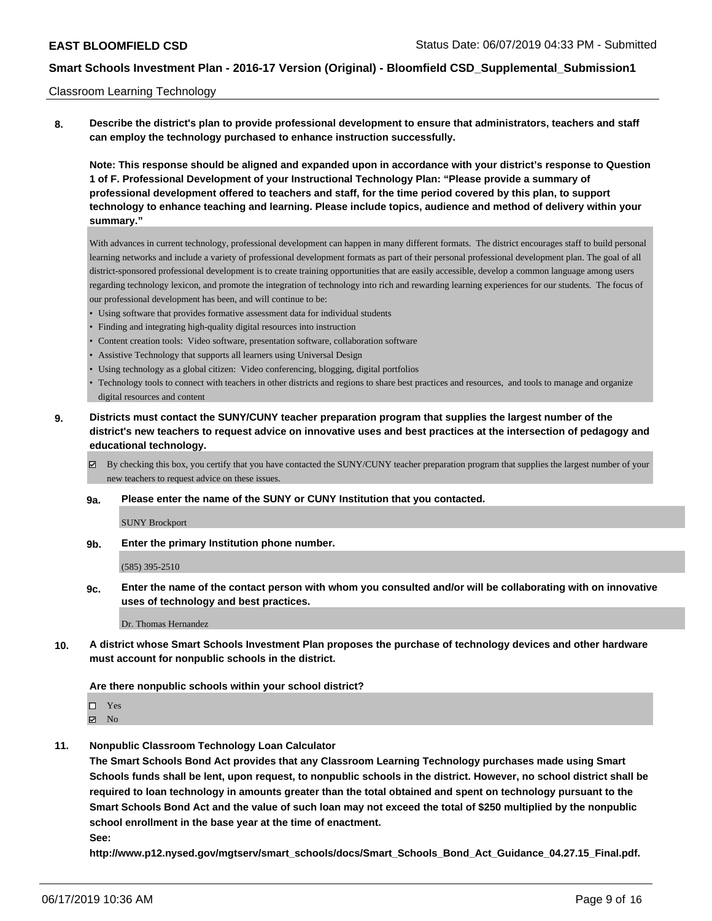Classroom Learning Technology

**8. Describe the district's plan to provide professional development to ensure that administrators, teachers and staff can employ the technology purchased to enhance instruction successfully.**

**Note: This response should be aligned and expanded upon in accordance with your district's response to Question 1 of F. Professional Development of your Instructional Technology Plan: "Please provide a summary of professional development offered to teachers and staff, for the time period covered by this plan, to support technology to enhance teaching and learning. Please include topics, audience and method of delivery within your summary."**

With advances in current technology, professional development can happen in many different formats. The district encourages staff to build personal learning networks and include a variety of professional development formats as part of their personal professional development plan. The goal of all district-sponsored professional development is to create training opportunities that are easily accessible, develop a common language among users regarding technology lexicon, and promote the integration of technology into rich and rewarding learning experiences for our students. The focus of our professional development has been, and will continue to be:

- Using software that provides formative assessment data for individual students
- Finding and integrating high-quality digital resources into instruction
- Content creation tools: Video software, presentation software, collaboration software
- Assistive Technology that supports all learners using Universal Design
- Using technology as a global citizen: Video conferencing, blogging, digital portfolios
- Technology tools to connect with teachers in other districts and regions to share best practices and resources, and tools to manage and organize digital resources and content

**9. Districts must contact the SUNY/CUNY teacher preparation program that supplies the largest number of the district's new teachers to request advice on innovative uses and best practices at the intersection of pedagogy and educational technology.**

☑ By checking this box, you certify that you have contacted the SUNY/CUNY teacher preparation program that supplies the largest number of your new teachers to request advice on these issues.

**9a. Please enter the name of the SUNY or CUNY Institution that you contacted.**

SUNY Brockport

**9b. Enter the primary Institution phone number.**

(585) 395-2510

**9c. Enter the name of the contact person with whom you consulted and/or will be collaborating with on innovative uses of technology and best practices.**

Dr. Thomas Hernandez

**10. A district whose Smart Schools Investment Plan proposes the purchase of technology devices and other hardware must account for nonpublic schools in the district.**

**Are there nonpublic schools within your school district?**

☐ Yes
☑ No

**11. Nonpublic Classroom Technology Loan Calculator**

**The Smart Schools Bond Act provides that any Classroom Learning Technology purchases made using Smart Schools funds shall be lent, upon request, to nonpublic schools in the district. However, no school district shall be required to loan technology in amounts greater than the total obtained and spent on technology pursuant to the Smart Schools Bond Act and the value of such loan may not exceed the total of $250 multiplied by the nonpublic school enrollment in the base year at the time of enactment.**

**See:**

**http://www.p12.nysed.gov/mgtserv/smart_schools/docs/Smart_Schools_Bond_Act_Guidance_04.27.15_Final.pdf.**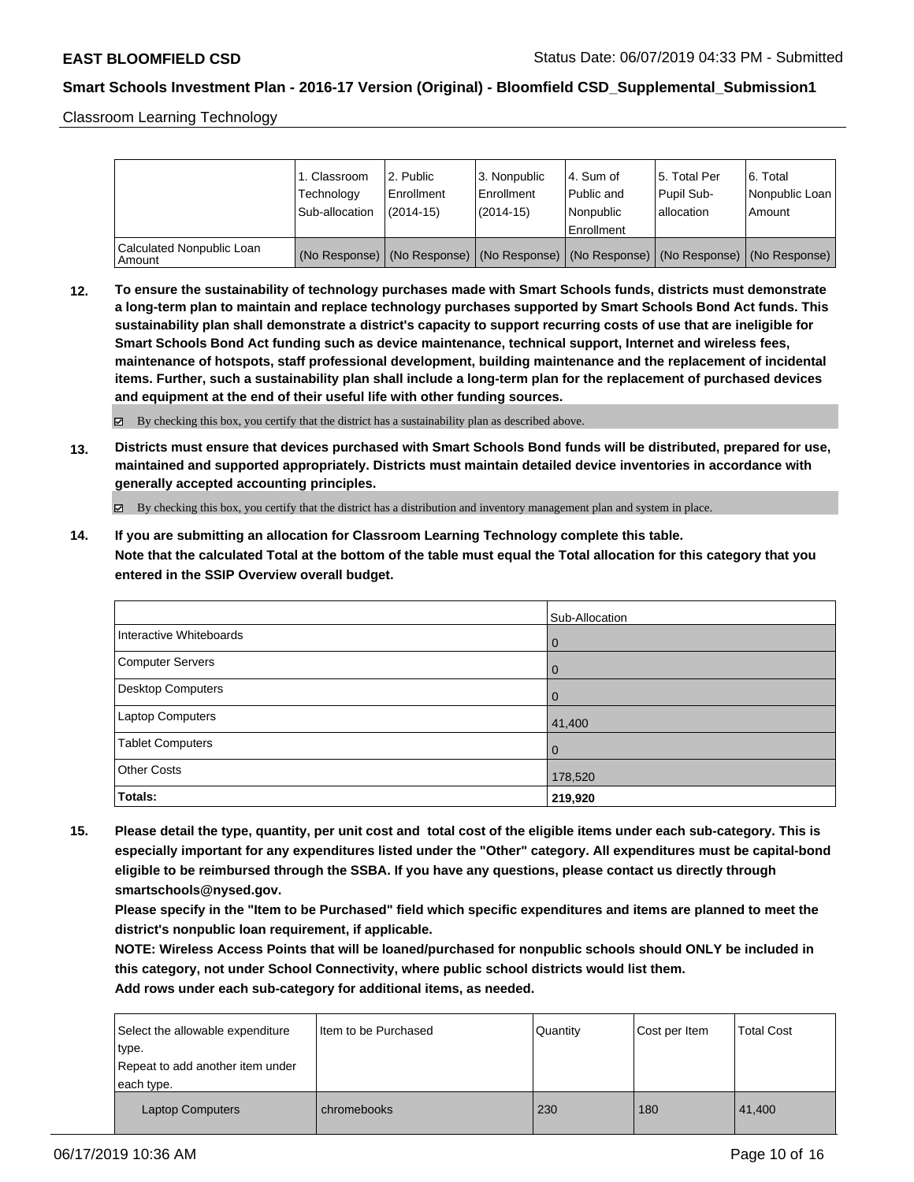Classroom Learning Technology

| | 1. Classroom Technology Sub-allocation | 2. Public Enrollment (2014-15) | 3. Nonpublic Enrollment (2014-15) | 4. Sum of Public and Nonpublic Enrollment | 5. Total Per Pupil Sub-allocation | 6. Total Nonpublic Loan Amount |
|---|---|---|---|---|---|---|
| Calculated Nonpublic Loan Amount | (No Response) | (No Response) | (No Response) | (No Response) | (No Response) | (No Response) |

**12. To ensure the sustainability of technology purchases made with Smart Schools funds, districts must demonstrate a long-term plan to maintain and replace technology purchases supported by Smart Schools Bond Act funds. This sustainability plan shall demonstrate a district's capacity to support recurring costs of use that are ineligible for Smart Schools Bond Act funding such as device maintenance, technical support, Internet and wireless fees, maintenance of hotspots, staff professional development, building maintenance and the replacement of incidental items. Further, such a sustainability plan shall include a long-term plan for the replacement of purchased devices and equipment at the end of their useful life with other funding sources.**

☑ By checking this box, you certify that the district has a sustainability plan as described above.

**13. Districts must ensure that devices purchased with Smart Schools Bond funds will be distributed, prepared for use, maintained and supported appropriately. Districts must maintain detailed device inventories in accordance with generally accepted accounting principles.**

☑ By checking this box, you certify that the district has a distribution and inventory management plan and system in place.

**14. If you are submitting an allocation for Classroom Learning Technology complete this table.**
**Note that the calculated Total at the bottom of the table must equal the Total allocation for this category that you entered in the SSIP Overview overall budget.**

| | Sub-Allocation |
|---|---|
| Interactive Whiteboards | 0 |
| Computer Servers | 0 |
| Desktop Computers | 0 |
| Laptop Computers | 41,400 |
| Tablet Computers | 0 |
| Other Costs | 178,520 |
| **Totals:** | **219,920** |

**15. Please detail the type, quantity, per unit cost and total cost of the eligible items under each sub-category. This is especially important for any expenditures listed under the "Other" category. All expenditures must be capital-bond eligible to be reimbursed through the SSBA. If you have any questions, please contact us directly through smartschools@nysed.gov.**
**Please specify in the "Item to be Purchased" field which specific expenditures and items are planned to meet the district's nonpublic loan requirement, if applicable.**
**NOTE: Wireless Access Points that will be loaned/purchased for nonpublic schools should ONLY be included in this category, not under School Connectivity, where public school districts would list them.**
**Add rows under each sub-category for additional items, as needed.**

| Select the allowable expenditure type. Repeat to add another item under each type. | Item to be Purchased | Quantity | Cost per Item | Total Cost |
|---|---|---|---|---|
| Laptop Computers | chromebooks | 230 | 180 | 41,400 |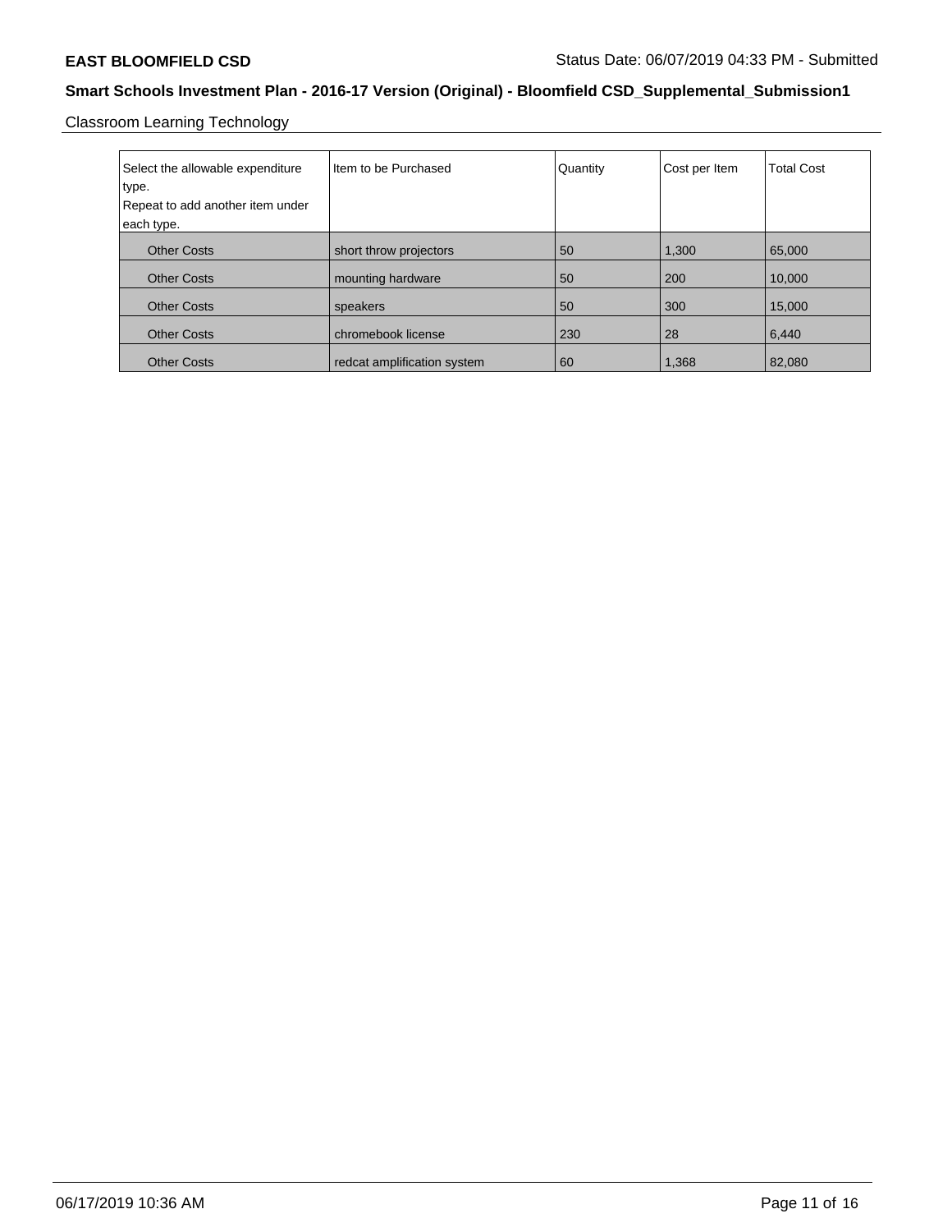## Classroom Learning Technology

| Select the allowable expenditure type. Repeat to add another item under each type. | Item to be Purchased | Quantity | Cost per Item | Total Cost |
|---|---|---|---|---|
| Other Costs | short throw projectors | 50 | 1,300 | 65,000 |
| Other Costs | mounting hardware | 50 | 200 | 10,000 |
| Other Costs | speakers | 50 | 300 | 15,000 |
| Other Costs | chromebook license | 230 | 28 | 6,440 |
| Other Costs | redcat amplification system | 60 | 1,368 | 82,080 |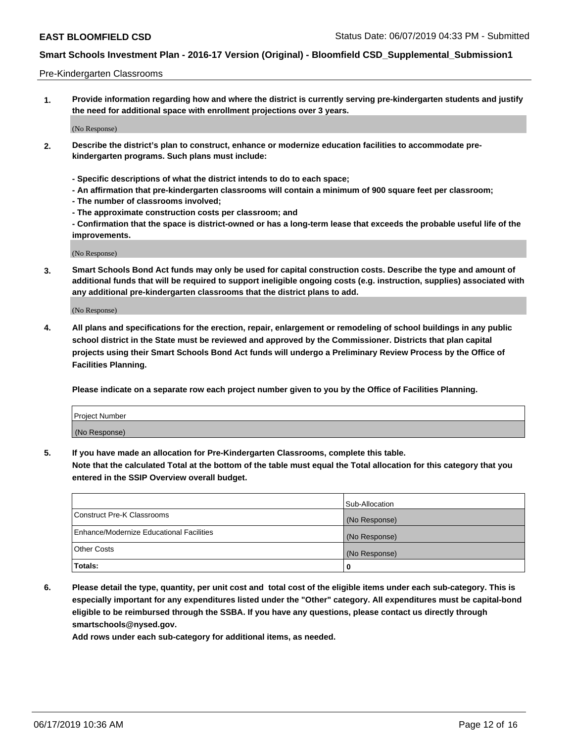Pre-Kindergarten Classrooms

**1. Provide information regarding how and where the district is currently serving pre-kindergarten students and justify the need for additional space with enrollment projections over 3 years.**

(No Response)

**2. Describe the district's plan to construct, enhance or modernize education facilities to accommodate pre-kindergarten programs. Such plans must include:**

**- Specific descriptions of what the district intends to do to each space;**
**- An affirmation that pre-kindergarten classrooms will contain a minimum of 900 square feet per classroom;**
**- The number of classrooms involved;**
**- The approximate construction costs per classroom; and**
**- Confirmation that the space is district-owned or has a long-term lease that exceeds the probable useful life of the improvements.**

(No Response)

**3. Smart Schools Bond Act funds may only be used for capital construction costs. Describe the type and amount of additional funds that will be required to support ineligible ongoing costs (e.g. instruction, supplies) associated with any additional pre-kindergarten classrooms that the district plans to add.**

(No Response)

**4. All plans and specifications for the erection, repair, enlargement or remodeling of school buildings in any public school district in the State must be reviewed and approved by the Commissioner. Districts that plan capital projects using their Smart Schools Bond Act funds will undergo a Preliminary Review Process by the Office of Facilities Planning.**

**Please indicate on a separate row each project number given to you by the Office of Facilities Planning.**

| Project Number |
|---|
| (No Response) |

**5. If you have made an allocation for Pre-Kindergarten Classrooms, complete this table.**
**Note that the calculated Total at the bottom of the table must equal the Total allocation for this category that you entered in the SSIP Overview overall budget.**

| | Sub-Allocation |
|---|---|
| Construct Pre-K Classrooms | (No Response) |
| Enhance/Modernize Educational Facilities | (No Response) |
| Other Costs | (No Response) |
| **Totals:** | **0** |

**6. Please detail the type, quantity, per unit cost and total cost of the eligible items under each sub-category. This is especially important for any expenditures listed under the "Other" category. All expenditures must be capital-bond eligible to be reimbursed through the SSBA. If you have any questions, please contact us directly through smartschools@nysed.gov.**
**Add rows under each sub-category for additional items, as needed.**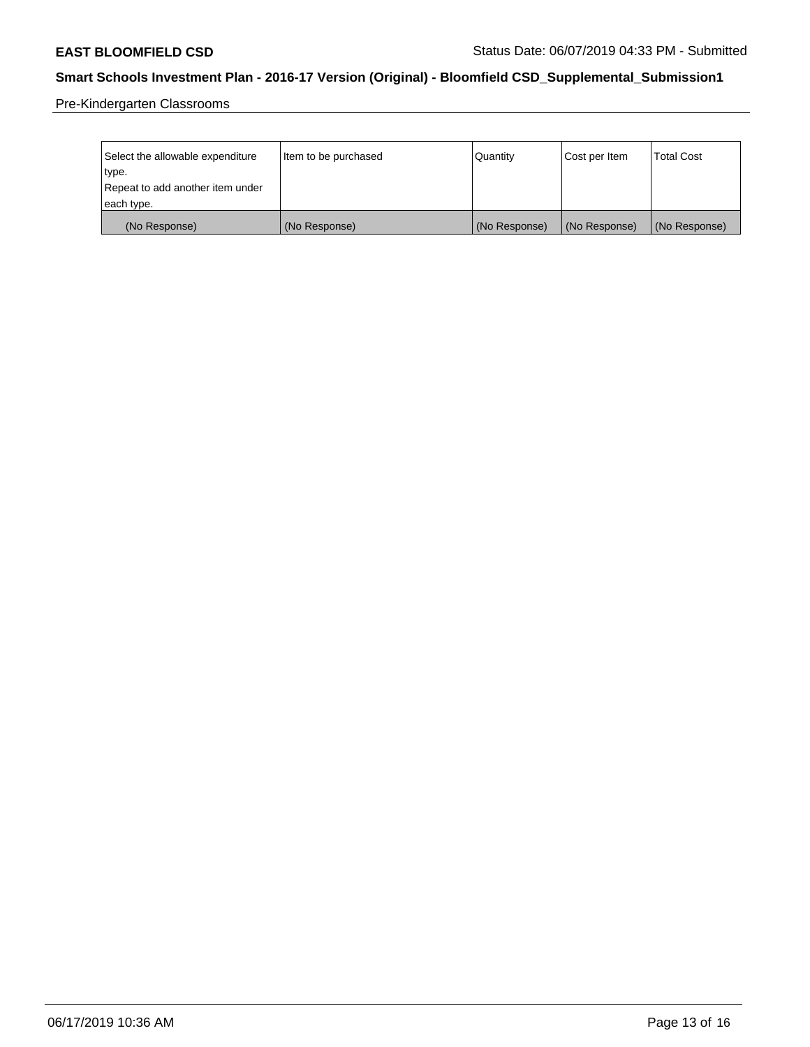Pre-Kindergarten Classrooms

| Select the allowable expenditure type.<br>Repeat to add another item under each type. | Item to be purchased | Quantity | Cost per Item | Total Cost |
|---|---|---|---|---|
| (No Response) | (No Response) | (No Response) | (No Response) | (No Response) |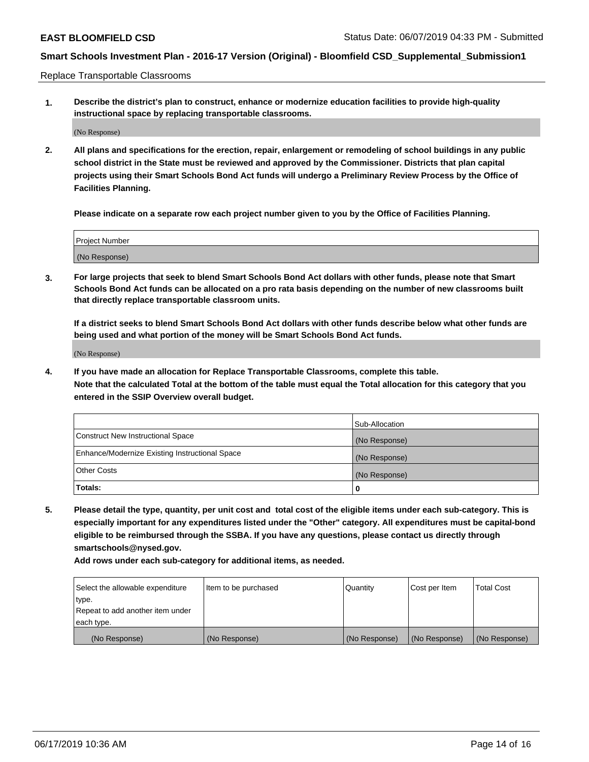Replace Transportable Classrooms

1. **Describe the district's plan to construct, enhance or modernize education facilities to provide high-quality instructional space by replacing transportable classrooms.**

(No Response)

2. **All plans and specifications for the erection, repair, enlargement or remodeling of school buildings in any public school district in the State must be reviewed and approved by the Commissioner. Districts that plan capital projects using their Smart Schools Bond Act funds will undergo a Preliminary Review Process by the Office of Facilities Planning.**

**Please indicate on a separate row each project number given to you by the Office of Facilities Planning.**

| Project Number |
| --- |
| (No Response) |

3. **For large projects that seek to blend Smart Schools Bond Act dollars with other funds, please note that Smart Schools Bond Act funds can be allocated on a pro rata basis depending on the number of new classrooms built that directly replace transportable classroom units.**

**If a district seeks to blend Smart Schools Bond Act dollars with other funds describe below what other funds are being used and what portion of the money will be Smart Schools Bond Act funds.**

(No Response)

4. **If you have made an allocation for Replace Transportable Classrooms, complete this table. Note that the calculated Total at the bottom of the table must equal the Total allocation for this category that you entered in the SSIP Overview overall budget.**

| | Sub-Allocation |
| --- | --- |
| Construct New Instructional Space | (No Response) |
| Enhance/Modernize Existing Instructional Space | (No Response) |
| Other Costs | (No Response) |
| **Totals:** | 0 |

5. **Please detail the type, quantity, per unit cost and total cost of the eligible items under each sub-category. This is especially important for any expenditures listed under the "Other" category. All expenditures must be capital-bond eligible to be reimbursed through the SSBA. If you have any questions, please contact us directly through smartschools@nysed.gov.**

**Add rows under each sub-category for additional items, as needed.**

| Select the allowable expenditure type. Repeat to add another item under each type. | Item to be purchased | Quantity | Cost per Item | Total Cost |
| --- | --- | --- | --- | --- |
| (No Response) | (No Response) | (No Response) | (No Response) | (No Response) |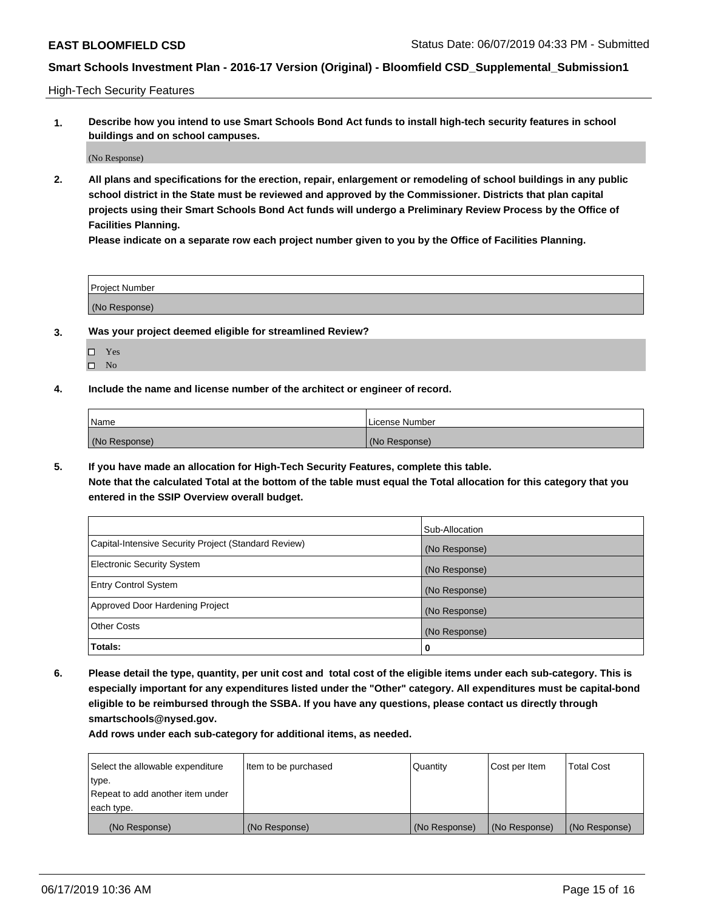High-Tech Security Features

**1. Describe how you intend to use Smart Schools Bond Act funds to install high-tech security features in school buildings and on school campuses.**

(No Response)

**2. All plans and specifications for the erection, repair, enlargement or remodeling of school buildings in any public school district in the State must be reviewed and approved by the Commissioner. Districts that plan capital projects using their Smart Schools Bond Act funds will undergo a Preliminary Review Process by the Office of Facilities Planning.**

**Please indicate on a separate row each project number given to you by the Office of Facilities Planning.**

| Project Number |
| --- |
| (No Response) |

**3. Was your project deemed eligible for streamlined Review?**

- ☐ Yes
- ☐ No

**4. Include the name and license number of the architect or engineer of record.**

| Name | License Number |
| --- | --- |
| (No Response) | (No Response) |

**5. If you have made an allocation for High-Tech Security Features, complete this table.**
**Note that the calculated Total at the bottom of the table must equal the Total allocation for this category that you entered in the SSIP Overview overall budget.**

| | Sub-Allocation |
| --- | --- |
| Capital-Intensive Security Project (Standard Review) | (No Response) |
| Electronic Security System | (No Response) |
| Entry Control System | (No Response) |
| Approved Door Hardening Project | (No Response) |
| Other Costs | (No Response) |
| **Totals:** | **0** |

**6. Please detail the type, quantity, per unit cost and total cost of the eligible items under each sub-category. This is especially important for any expenditures listed under the "Other" category. All expenditures must be capital-bond eligible to be reimbursed through the SSBA. If you have any questions, please contact us directly through smartschools@nysed.gov.**

**Add rows under each sub-category for additional items, as needed.**

| Select the allowable expenditure type. Repeat to add another item under each type. | Item to be purchased | Quantity | Cost per Item | Total Cost |
| --- | --- | --- | --- | --- |
| (No Response) | (No Response) | (No Response) | (No Response) | (No Response) |